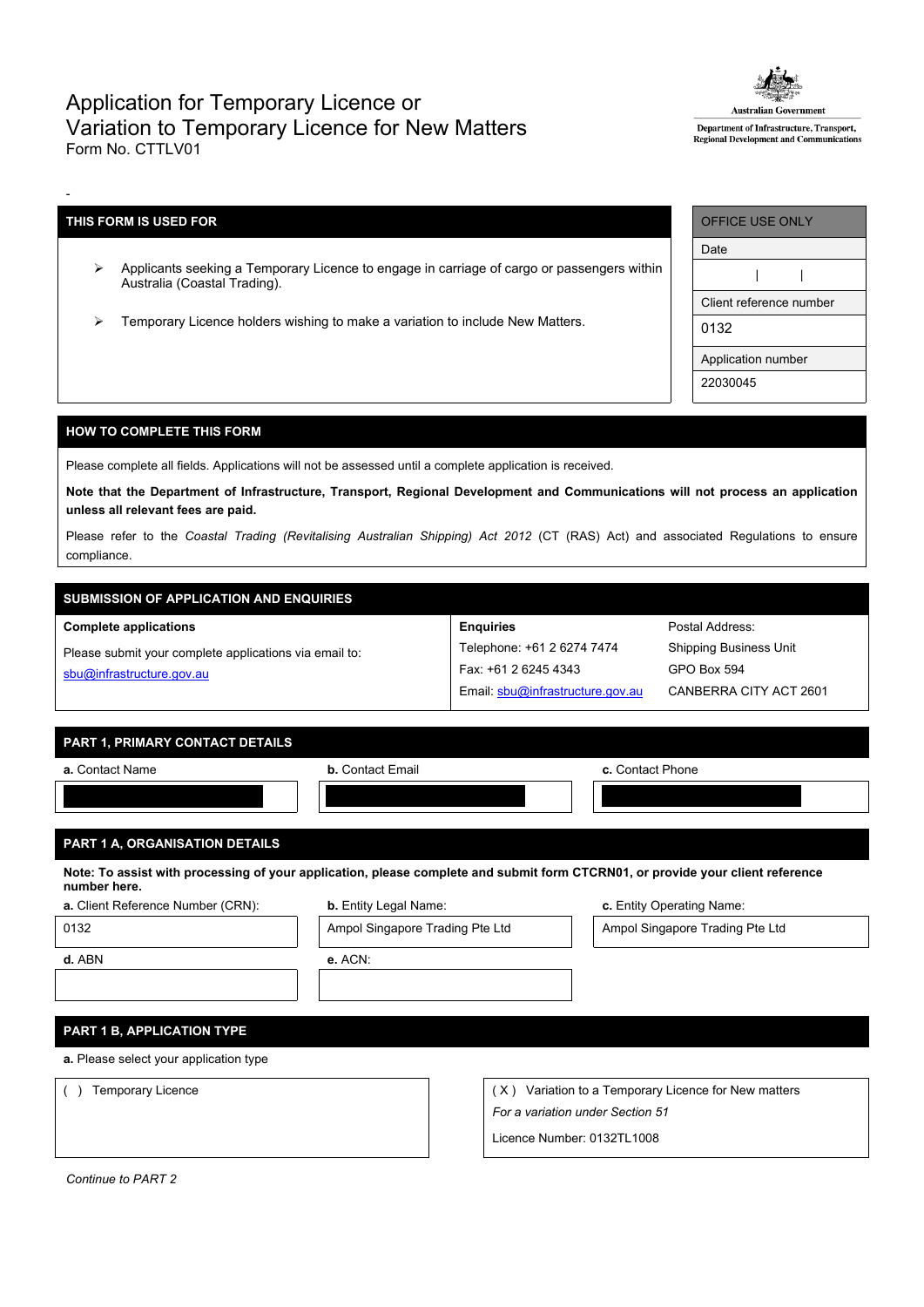# Application for Temporary Licence or Variation to Temporary Licence for New Matters

Form No. CTTLV01

Australian Government

Department of Infrastructure, Transport, Regional Development and Communications

-

| THIS FORM IS USED FOR |
|---|
| ➢ Applicants seeking a Temporary Licence to engage in carriage of cargo or passengers within Australia (Coastal Trading). |
| ➢ Temporary Licence holders wishing to make a variation to include New Matters. |

| OFFICE USE ONLY |
|---|
| Date |
| \| \| |
| Client reference number |
| 0132 |
| Application number |
| 22030045 |

## HOW TO COMPLETE THIS FORM

Please complete all fields. Applications will not be assessed until a complete application is received.

**Note that the Department of Infrastructure, Transport, Regional Development and Communications will not process an application unless all relevant fees are paid.**

Please refer to the *Coastal Trading (Revitalising Australian Shipping) Act 2012* (CT (RAS) Act) and associated Regulations to ensure compliance.

## SUBMISSION OF APPLICATION AND ENQUIRIES

| Complete applications | Enquiries | Postal Address: |
|---|---|---|
| Please submit your complete applications via email to: | Telephone: +61 2 6274 7474 | Shipping Business Unit |
| sbu@infrastructure.gov.au | Fax: +61 2 6245 4343 | GPO Box 594 |
| | Email: sbu@infrastructure.gov.au | CANBERRA CITY ACT 2601 |

## PART 1, PRIMARY CONTACT DETAILS

| **a.** Contact Name | **b.** Contact Email | **c.** Contact Phone |
|---|---|---|
| | | |

## PART 1 A, ORGANISATION DETAILS

**Note: To assist with processing of your application, please complete and submit form CTCRN01, or provide your client reference number here.**

| **a.** Client Reference Number (CRN): | **b.** Entity Legal Name: | **c.** Entity Operating Name: |
|---|---|---|
| 0132 | Ampol Singapore Trading Pte Ltd | Ampol Singapore Trading Pte Ltd |

| **d.** ABN | **e.** ACN: |
|---|---|
| | |

## PART 1 B, APPLICATION TYPE

**a.** Please select your application type

| ( ) Temporary Licence | ( X ) Variation to a Temporary Licence for New matters<br>*For a variation under Section 51*<br>Licence Number: 0132TL1008 |
|---|---|

*Continue to PART 2*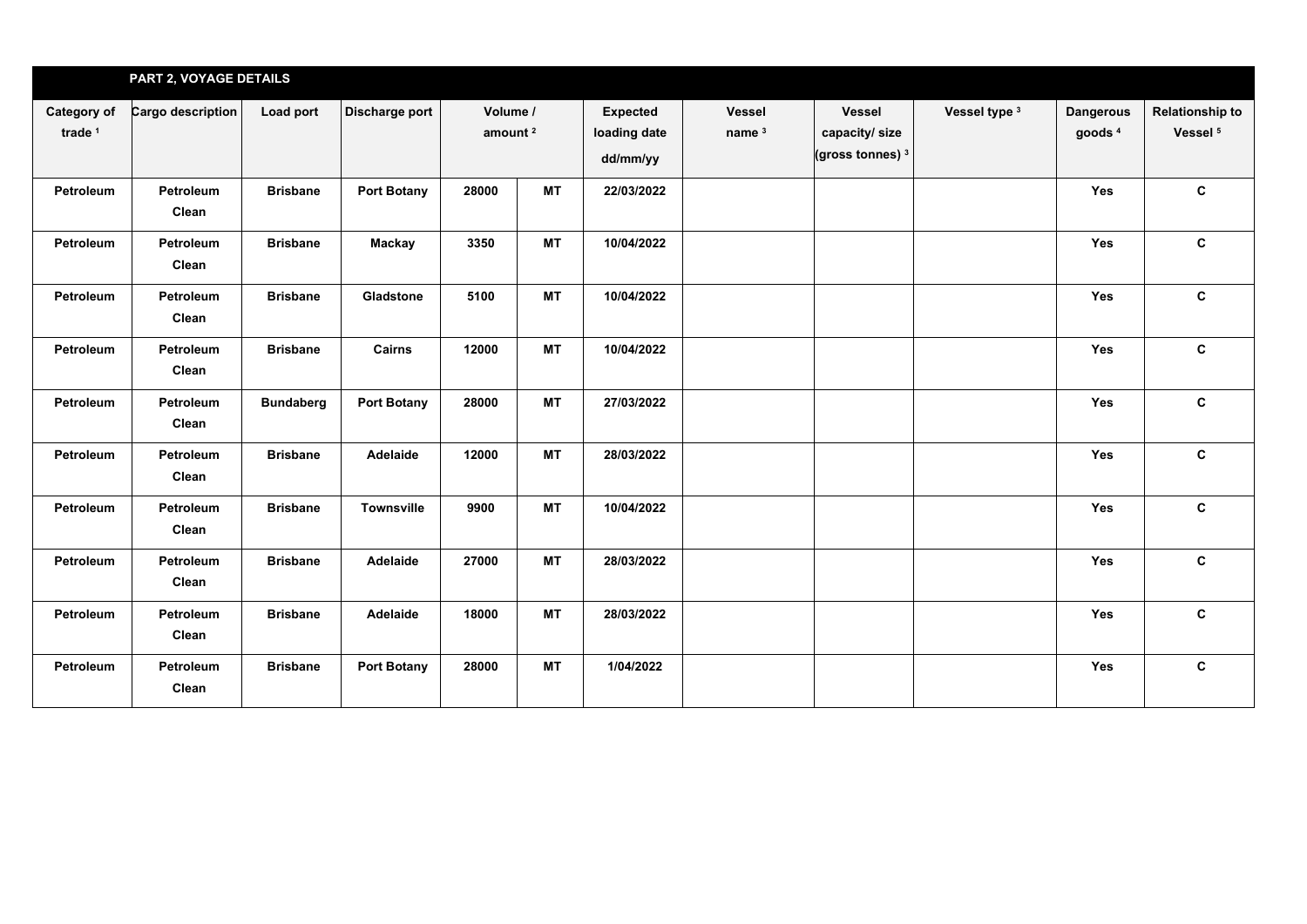## PART 2, VOYAGE DETAILS

| Category of trade [1] | Cargo description | Load port | Discharge port | Volume / amount [2] | | Expected loading date dd/mm/yy | Vessel name [3] | Vessel capacity/ size (gross tonnes) [3] | Vessel type [3] | Dangerous goods [4] | Relationship to Vessel [5] |
|---|---|---|---|---|---|---|---|---|---|---|---|
| Petroleum | Petroleum Clean | Brisbane | Port Botany | 28000 | MT | 22/03/2022 | | | | Yes | C |
| Petroleum | Petroleum Clean | Brisbane | Mackay | 3350 | MT | 10/04/2022 | | | | Yes | C |
| Petroleum | Petroleum Clean | Brisbane | Gladstone | 5100 | MT | 10/04/2022 | | | | Yes | C |
| Petroleum | Petroleum Clean | Brisbane | Cairns | 12000 | MT | 10/04/2022 | | | | Yes | C |
| Petroleum | Petroleum Clean | Bundaberg | Port Botany | 28000 | MT | 27/03/2022 | | | | Yes | C |
| Petroleum | Petroleum Clean | Brisbane | Adelaide | 12000 | MT | 28/03/2022 | | | | Yes | C |
| Petroleum | Petroleum Clean | Brisbane | Townsville | 9900 | MT | 10/04/2022 | | | | Yes | C |
| Petroleum | Petroleum Clean | Brisbane | Adelaide | 27000 | MT | 28/03/2022 | | | | Yes | C |
| Petroleum | Petroleum Clean | Brisbane | Adelaide | 18000 | MT | 28/03/2022 | | | | Yes | C |
| Petroleum | Petroleum Clean | Brisbane | Port Botany | 28000 | MT | 1/04/2022 | | | | Yes | C |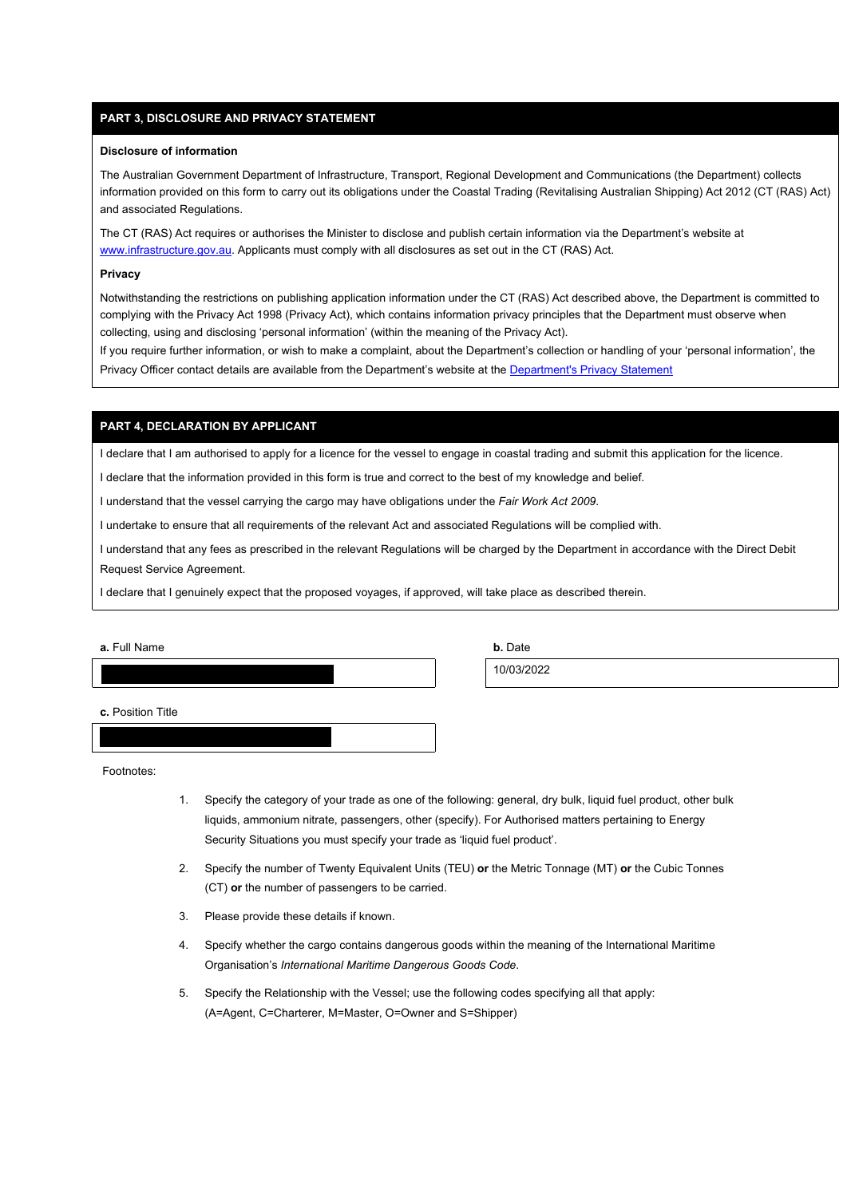## PART 3, DISCLOSURE AND PRIVACY STATEMENT

**Disclosure of information**

The Australian Government Department of Infrastructure, Transport, Regional Development and Communications (the Department) collects information provided on this form to carry out its obligations under the Coastal Trading (Revitalising Australian Shipping) Act 2012 (CT (RAS) Act) and associated Regulations.

The CT (RAS) Act requires or authorises the Minister to disclose and publish certain information via the Department's website at www.infrastructure.gov.au. Applicants must comply with all disclosures as set out in the CT (RAS) Act.

**Privacy**

Notwithstanding the restrictions on publishing application information under the CT (RAS) Act described above, the Department is committed to complying with the Privacy Act 1998 (Privacy Act), which contains information privacy principles that the Department must observe when collecting, using and disclosing 'personal information' (within the meaning of the Privacy Act).

If you require further information, or wish to make a complaint, about the Department's collection or handling of your 'personal information', the Privacy Officer contact details are available from the Department's website at the Department's Privacy Statement

## PART 4, DECLARATION BY APPLICANT

I declare that I am authorised to apply for a licence for the vessel to engage in coastal trading and submit this application for the licence.

I declare that the information provided in this form is true and correct to the best of my knowledge and belief.

I understand that the vessel carrying the cargo may have obligations under the *Fair Work Act 2009*.

I undertake to ensure that all requirements of the relevant Act and associated Regulations will be complied with.

I understand that any fees as prescribed in the relevant Regulations will be charged by the Department in accordance with the Direct Debit Request Service Agreement.

I declare that I genuinely expect that the proposed voyages, if approved, will take place as described therein.

**a.** Full Name

[redacted]

**b.** Date

10/03/2022

**c.** Position Title

[redacted]

Footnotes:

1. Specify the category of your trade as one of the following: general, dry bulk, liquid fuel product, other bulk liquids, ammonium nitrate, passengers, other (specify). For Authorised matters pertaining to Energy Security Situations you must specify your trade as 'liquid fuel product'.
2. Specify the number of Twenty Equivalent Units (TEU) **or** the Metric Tonnage (MT) **or** the Cubic Tonnes (CT) **or** the number of passengers to be carried.
3. Please provide these details if known.
4. Specify whether the cargo contains dangerous goods within the meaning of the International Maritime Organisation's *International Maritime Dangerous Goods Code*.
5. Specify the Relationship with the Vessel; use the following codes specifying all that apply: (A=Agent, C=Charterer, M=Master, O=Owner and S=Shipper)